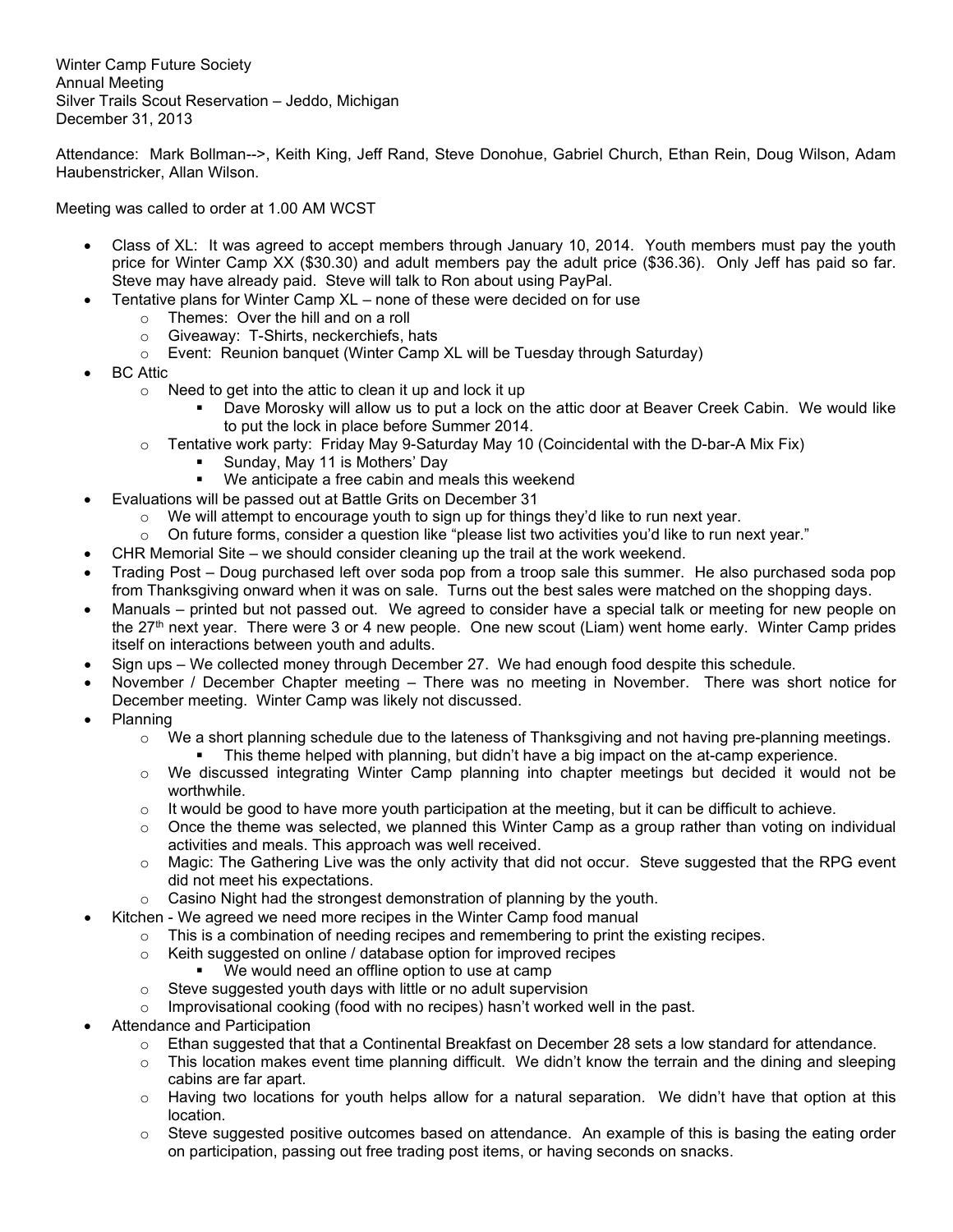Winter Camp Future Society
Annual Meeting
Silver Trails Scout Reservation – Jeddo, Michigan
December 31, 2013

Attendance: Mark Bollman-->, Keith King, Jeff Rand, Steve Donohue, Gabriel Church, Ethan Rein, Doug Wilson, Adam Haubenstricker, Allan Wilson.

Meeting was called to order at 1.00 AM WCST

- Class of XL: It was agreed to accept members through January 10, 2014. Youth members must pay the youth price for Winter Camp XX ($30.30) and adult members pay the adult price ($36.36). Only Jeff has paid so far. Steve may have already paid. Steve will talk to Ron about using PayPal.
- Tentative plans for Winter Camp XL – none of these were decided on for use
  - Themes: Over the hill and on a roll
  - Giveaway: T-Shirts, neckerchiefs, hats
  - Event: Reunion banquet (Winter Camp XL will be Tuesday through Saturday)
- BC Attic
  - Need to get into the attic to clean it up and lock it up
    - Dave Morosky will allow us to put a lock on the attic door at Beaver Creek Cabin. We would like to put the lock in place before Summer 2014.
  - Tentative work party: Friday May 9-Saturday May 10 (Coincidental with the D-bar-A Mix Fix)
    - Sunday, May 11 is Mothers' Day
    - We anticipate a free cabin and meals this weekend
- Evaluations will be passed out at Battle Grits on December 31
  - We will attempt to encourage youth to sign up for things they'd like to run next year.
  - On future forms, consider a question like "please list two activities you'd like to run next year."
- CHR Memorial Site – we should consider cleaning up the trail at the work weekend.
- Trading Post – Doug purchased left over soda pop from a troop sale this summer. He also purchased soda pop from Thanksgiving onward when it was on sale. Turns out the best sales were matched on the shopping days.
- Manuals – printed but not passed out. We agreed to consider have a special talk or meeting for new people on the 27th next year. There were 3 or 4 new people. One new scout (Liam) went home early. Winter Camp prides itself on interactions between youth and adults.
- Sign ups – We collected money through December 27. We had enough food despite this schedule.
- November / December Chapter meeting – There was no meeting in November. There was short notice for December meeting. Winter Camp was likely not discussed.
- Planning
  - We a short planning schedule due to the lateness of Thanksgiving and not having pre-planning meetings.
    - This theme helped with planning, but didn't have a big impact on the at-camp experience.
  - We discussed integrating Winter Camp planning into chapter meetings but decided it would not be worthwhile.
  - It would be good to have more youth participation at the meeting, but it can be difficult to achieve.
  - Once the theme was selected, we planned this Winter Camp as a group rather than voting on individual activities and meals. This approach was well received.
  - Magic: The Gathering Live was the only activity that did not occur. Steve suggested that the RPG event did not meet his expectations.
  - Casino Night had the strongest demonstration of planning by the youth.
- Kitchen - We agreed we need more recipes in the Winter Camp food manual
  - This is a combination of needing recipes and remembering to print the existing recipes.
  - Keith suggested on online / database option for improved recipes
    - We would need an offline option to use at camp
  - Steve suggested youth days with little or no adult supervision
  - Improvisational cooking (food with no recipes) hasn't worked well in the past.
- Attendance and Participation
  - Ethan suggested that that a Continental Breakfast on December 28 sets a low standard for attendance.
  - This location makes event time planning difficult. We didn't know the terrain and the dining and sleeping cabins are far apart.
  - Having two locations for youth helps allow for a natural separation. We didn't have that option at this location.
  - Steve suggested positive outcomes based on attendance. An example of this is basing the eating order on participation, passing out free trading post items, or having seconds on snacks.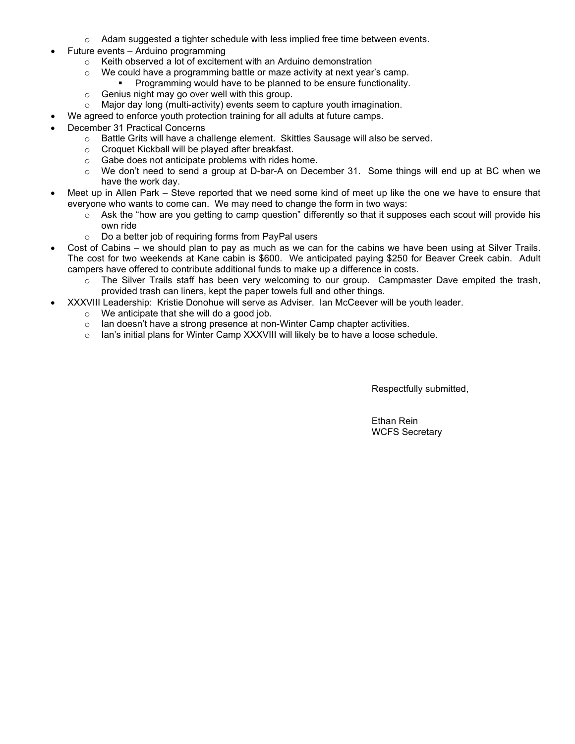- Adam suggested a tighter schedule with less implied free time between events.
- Future events – Arduino programming
  - Keith observed a lot of excitement with an Arduino demonstration
  - We could have a programming battle or maze activity at next year's camp.
    - Programming would have to be planned to be ensure functionality.
  - Genius night may go over well with this group.
  - Major day long (multi-activity) events seem to capture youth imagination.
- We agreed to enforce youth protection training for all adults at future camps.
- December 31 Practical Concerns
  - Battle Grits will have a challenge element. Skittles Sausage will also be served.
  - Croquet Kickball will be played after breakfast.
  - Gabe does not anticipate problems with rides home.
  - We don't need to send a group at D-bar-A on December 31. Some things will end up at BC when we have the work day.
- Meet up in Allen Park – Steve reported that we need some kind of meet up like the one we have to ensure that everyone who wants to come can. We may need to change the form in two ways:
  - Ask the "how are you getting to camp question" differently so that it supposes each scout will provide his own ride
  - Do a better job of requiring forms from PayPal users
- Cost of Cabins – we should plan to pay as much as we can for the cabins we have been using at Silver Trails. The cost for two weekends at Kane cabin is $600. We anticipated paying $250 for Beaver Creek cabin. Adult campers have offered to contribute additional funds to make up a difference in costs.
  - The Silver Trails staff has been very welcoming to our group. Campmaster Dave empited the trash, provided trash can liners, kept the paper towels full and other things.
- XXXVIII Leadership: Kristie Donohue will serve as Adviser. Ian McCeever will be youth leader.
  - We anticipate that she will do a good job.
  - Ian doesn't have a strong presence at non-Winter Camp chapter activities.
  - Ian's initial plans for Winter Camp XXXVIII will likely be to have a loose schedule.

Respectfully submitted,

Ethan Rein
WCFS Secretary